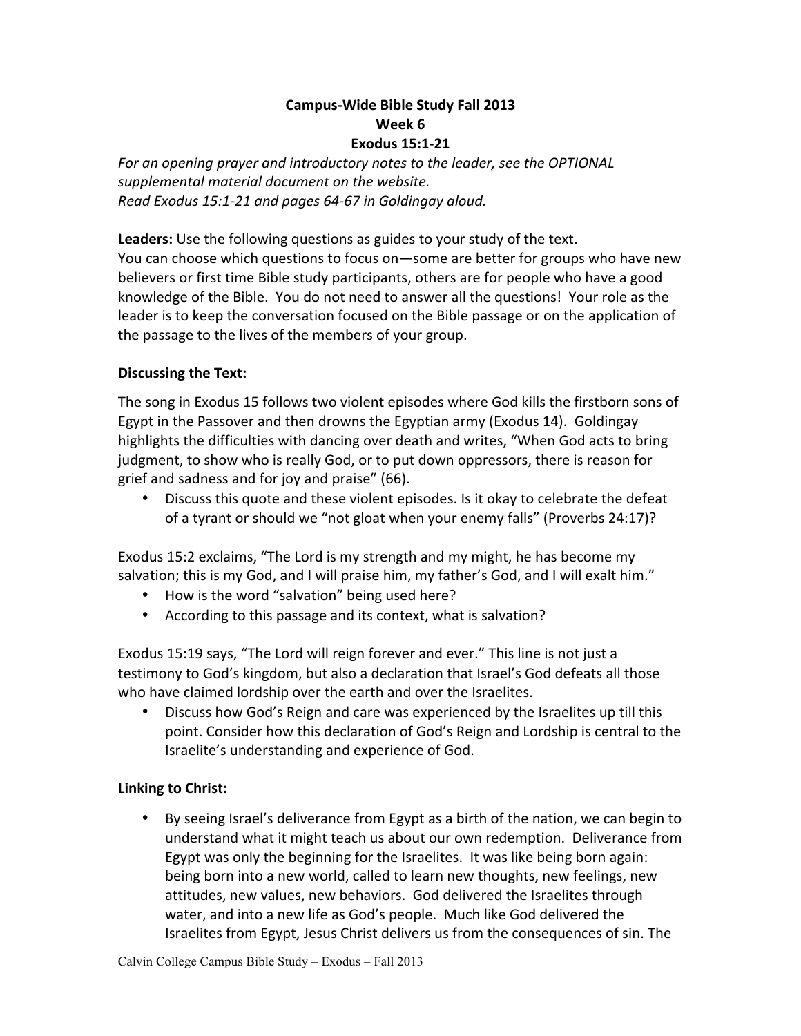**Campus-Wide Bible Study Fall 2013**
**Week 6**
**Exodus 15:1-21**

*For an opening prayer and introductory notes to the leader, see the OPTIONAL supplemental material document on the website.*
*Read Exodus 15:1-21 and pages 64-67 in Goldingay aloud.*

**Leaders:** Use the following questions as guides to your study of the text. You can choose which questions to focus on—some are better for groups who have new believers or first time Bible study participants, others are for people who have a good knowledge of the Bible. You do not need to answer all the questions! Your role as the leader is to keep the conversation focused on the Bible passage or on the application of the passage to the lives of the members of your group.

**Discussing the Text:**

The song in Exodus 15 follows two violent episodes where God kills the firstborn sons of Egypt in the Passover and then drowns the Egyptian army (Exodus 14). Goldingay highlights the difficulties with dancing over death and writes, "When God acts to bring judgment, to show who is really God, or to put down oppressors, there is reason for grief and sadness and for joy and praise" (66).

- Discuss this quote and these violent episodes. Is it okay to celebrate the defeat of a tyrant or should we "not gloat when your enemy falls" (Proverbs 24:17)?

Exodus 15:2 exclaims, "The Lord is my strength and my might, he has become my salvation; this is my God, and I will praise him, my father's God, and I will exalt him."

- How is the word "salvation" being used here?
- According to this passage and its context, what is salvation?

Exodus 15:19 says, "The Lord will reign forever and ever." This line is not just a testimony to God's kingdom, but also a declaration that Israel's God defeats all those who have claimed lordship over the earth and over the Israelites.

- Discuss how God's Reign and care was experienced by the Israelites up till this point. Consider how this declaration of God's Reign and Lordship is central to the Israelite's understanding and experience of God.

**Linking to Christ:**

- By seeing Israel's deliverance from Egypt as a birth of the nation, we can begin to understand what it might teach us about our own redemption. Deliverance from Egypt was only the beginning for the Israelites. It was like being born again: being born into a new world, called to learn new thoughts, new feelings, new attitudes, new values, new behaviors. God delivered the Israelites through water, and into a new life as God's people. Much like God delivered the Israelites from Egypt, Jesus Christ delivers us from the consequences of sin. The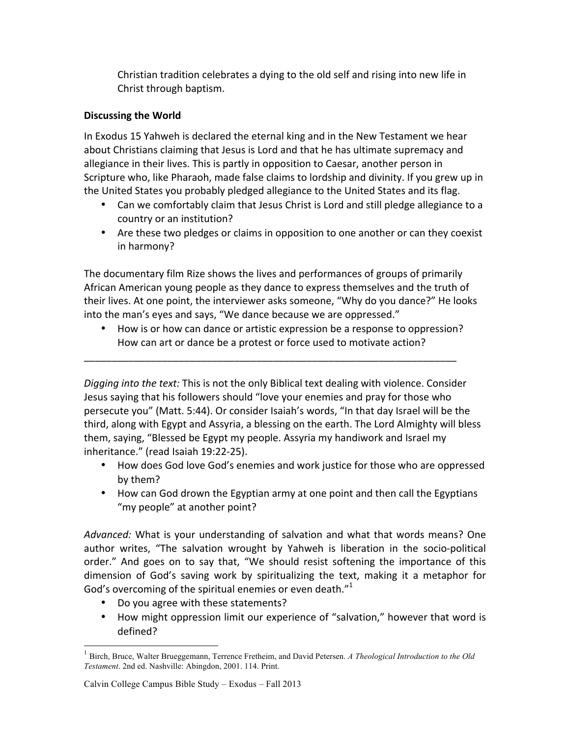Christian tradition celebrates a dying to the old self and rising into new life in Christ through baptism.

**Discussing the World**

In Exodus 15 Yahweh is declared the eternal king and in the New Testament we hear about Christians claiming that Jesus is Lord and that he has ultimate supremacy and allegiance in their lives. This is partly in opposition to Caesar, another person in Scripture who, like Pharaoh, made false claims to lordship and divinity. If you grew up in the United States you probably pledged allegiance to the United States and its flag.

- Can we comfortably claim that Jesus Christ is Lord and still pledge allegiance to a country or an institution?
- Are these two pledges or claims in opposition to one another or can they coexist in harmony?

The documentary film Rize shows the lives and performances of groups of primarily African American young people as they dance to express themselves and the truth of their lives. At one point, the interviewer asks someone, "Why do you dance?" He looks into the man's eyes and says, "We dance because we are oppressed."

- How is or how can dance or artistic expression be a response to oppression? How can art or dance be a protest or force used to motivate action?

---

*Digging into the text:* This is not the only Biblical text dealing with violence. Consider Jesus saying that his followers should "love your enemies and pray for those who persecute you" (Matt. 5:44). Or consider Isaiah's words, "In that day Israel will be the third, along with Egypt and Assyria, a blessing on the earth. The Lord Almighty will bless them, saying, "Blessed be Egypt my people. Assyria my handiwork and Israel my inheritance." (read Isaiah 19:22-25).

- How does God love God's enemies and work justice for those who are oppressed by them?
- How can God drown the Egyptian army at one point and then call the Egyptians "my people" at another point?

*Advanced:* What is your understanding of salvation and what that words means? One author writes, "The salvation wrought by Yahweh is liberation in the socio-political order." And goes on to say that, "We should resist softening the importance of this dimension of God's saving work by spiritualizing the text, making it a metaphor for God's overcoming of the spiritual enemies or even death."[1]

- Do you agree with these statements?
- How might oppression limit our experience of "salvation," however that word is defined?

[1] Birch, Bruce, Walter Brueggemann, Terrence Fretheim, and David Petersen. *A Theological Introduction to the Old Testament*. 2nd ed. Nashville: Abingdon, 2001. 114. Print.